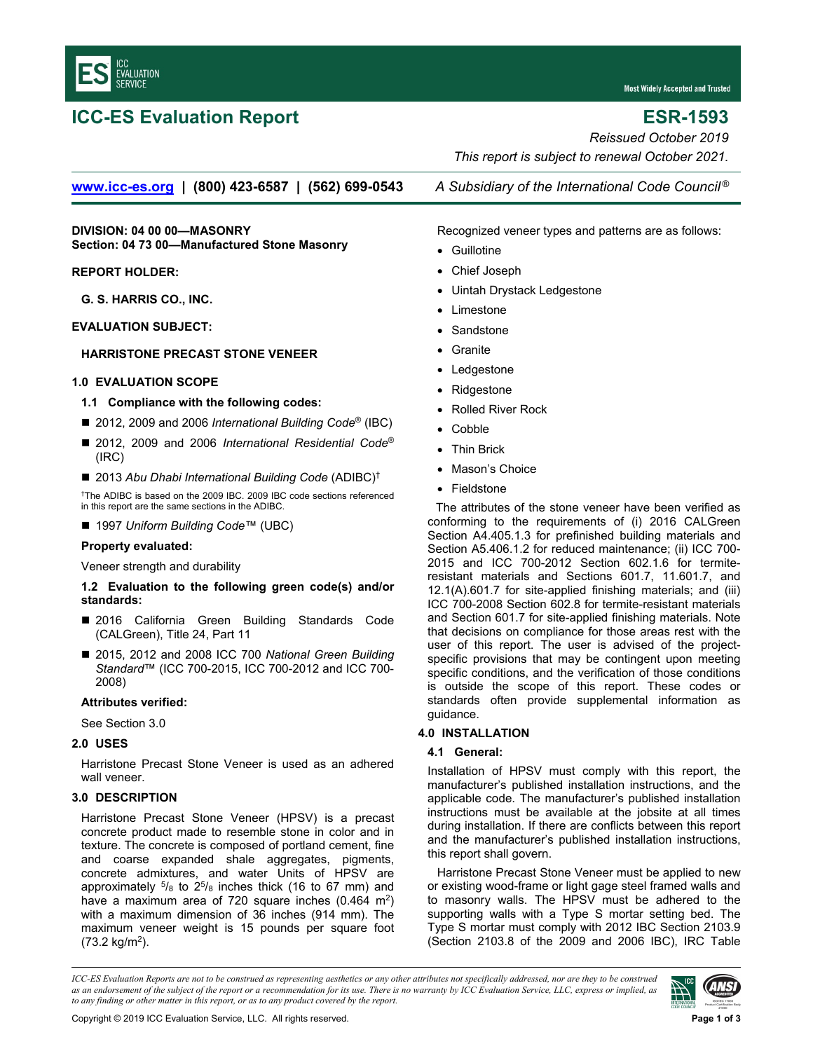# ICC-ES Evaluation Report

# ESR-1593

*Reissued October 2019*

*This report is subject to renewal October 2021.*

www.icc-es.org | (800) 423-6587 | (562) 699-0543 *A Subsidiary of the International Code Council®*

**DIVISION: 04 00 00—MASONRY**
**Section: 04 73 00—Manufactured Stone Masonry**

**REPORT HOLDER:**

**G. S. HARRIS CO., INC.**

**EVALUATION SUBJECT:**

**HARRISTONE PRECAST STONE VENEER**

## 1.0 EVALUATION SCOPE

### 1.1 Compliance with the following codes:

- 2012, 2009 and 2006 *International Building Code®* (IBC)
- 2012, 2009 and 2006 *International Residential Code®* (IRC)
- 2013 *Abu Dhabi International Building Code* (ADIBC)†

†The ADIBC is based on the 2009 IBC. 2009 IBC code sections referenced in this report are the same sections in the ADIBC.

- 1997 *Uniform Building Code™* (UBC)

**Property evaluated:**

Veneer strength and durability

### 1.2 Evaluation to the following green code(s) and/or standards:

- 2016 California Green Building Standards Code (CALGreen), Title 24, Part 11
- 2015, 2012 and 2008 ICC 700 *National Green Building Standard™* (ICC 700-2015, ICC 700-2012 and ICC 700-2008)

**Attributes verified:**

See Section 3.0

## 2.0 USES

Harristone Precast Stone Veneer is used as an adhered wall veneer.

## 3.0 DESCRIPTION

Harristone Precast Stone Veneer (HPSV) is a precast concrete product made to resemble stone in color and in texture. The concrete is composed of portland cement, fine and coarse expanded shale aggregates, pigments, concrete admixtures, and water Units of HPSV are approximately $^5/_8$ to $2^5/_8$ inches thick (16 to 67 mm) and have a maximum area of 720 square inches (0.464 $m^2$) with a maximum dimension of 36 inches (914 mm). The maximum veneer weight is 15 pounds per square foot (73.2 kg/$m^2$).

Recognized veneer types and patterns are as follows:

- Guillotine
- Chief Joseph
- Uintah Drystack Ledgestone
- Limestone
- Sandstone
- Granite
- Ledgestone
- Ridgestone
- Rolled River Rock
- Cobble
- Thin Brick
- Mason's Choice
- Fieldstone

The attributes of the stone veneer have been verified as conforming to the requirements of (i) 2016 CALGreen Section A4.405.1.3 for prefinished building materials and Section A5.406.1.2 for reduced maintenance; (ii) ICC 700-2015 and ICC 700-2012 Section 602.1.6 for termite-resistant materials and Sections 601.7, 11.601.7, and 12.1(A).601.7 for site-applied finishing materials; and (iii) ICC 700-2008 Section 602.8 for termite-resistant materials and Section 601.7 for site-applied finishing materials. Note that decisions on compliance for those areas rest with the user of this report. The user is advised of the project-specific provisions that may be contingent upon meeting specific conditions, and the verification of those conditions is outside the scope of this report. These codes or standards often provide supplemental information as guidance.

## 4.0 INSTALLATION

### 4.1 General:

Installation of HPSV must comply with this report, the manufacturer's published installation instructions, and the applicable code. The manufacturer's published installation instructions must be available at the jobsite at all times during installation. If there are conflicts between this report and the manufacturer's published installation instructions, this report shall govern.

Harristone Precast Stone Veneer must be applied to new or existing wood-frame or light gage steel framed walls and to masonry walls. The HPSV must be adhered to the supporting walls with a Type S mortar setting bed. The Type S mortar must comply with 2012 IBC Section 2103.9 (Section 2103.8 of the 2009 and 2006 IBC), IRC Table

*ICC-ES Evaluation Reports are not to be construed as representing aesthetics or any other attributes not specifically addressed, nor are they to be construed as an endorsement of the subject of the report or a recommendation for its use. There is no warranty by ICC Evaluation Service, LLC, express or implied, as to any finding or other matter in this report, or as to any product covered by the report.*

Copyright © 2019 ICC Evaluation Service, LLC. All rights reserved.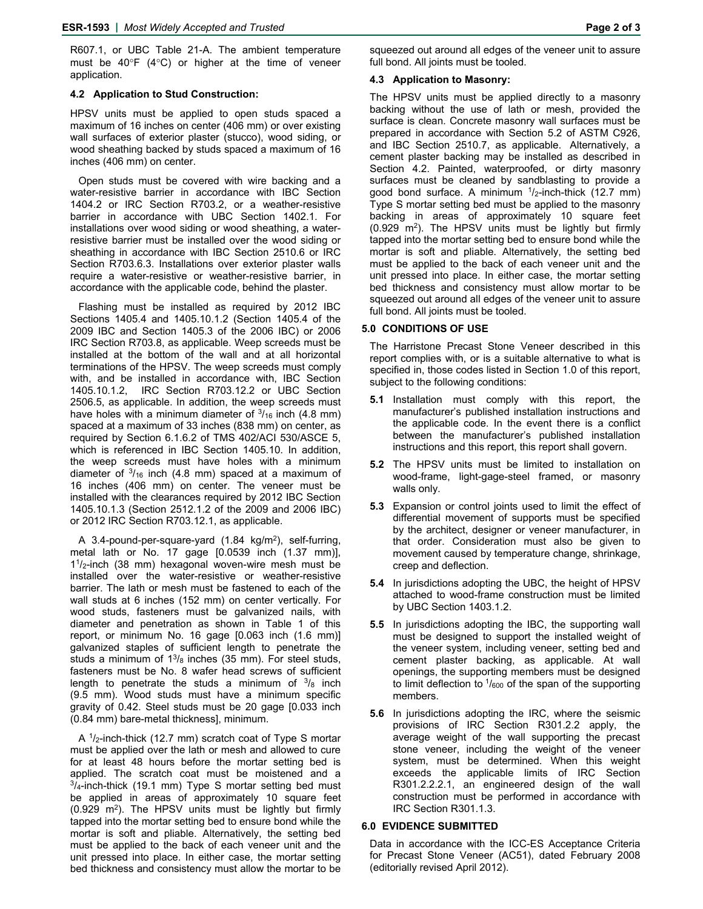R607.1, or UBC Table 21-A. The ambient temperature must be 40°F (4°C) or higher at the time of veneer application.

### 4.2 Application to Stud Construction:

HPSV units must be applied to open studs spaced a maximum of 16 inches on center (406 mm) or over existing wall surfaces of exterior plaster (stucco), wood siding, or wood sheathing backed by studs spaced a maximum of 16 inches (406 mm) on center.

Open studs must be covered with wire backing and a water-resistive barrier in accordance with IBC Section 1404.2 or IRC Section R703.2, or a weather-resistive barrier in accordance with UBC Section 1402.1. For installations over wood siding or wood sheathing, a water-resistive barrier must be installed over the wood siding or sheathing in accordance with IBC Section 2510.6 or IRC Section R703.6.3. Installations over exterior plaster walls require a water-resistive or weather-resistive barrier, in accordance with the applicable code, behind the plaster.

Flashing must be installed as required by 2012 IBC Sections 1405.4 and 1405.10.1.2 (Section 1405.4 of the 2009 IBC and Section 1405.3 of the 2006 IBC) or 2006 IRC Section R703.8, as applicable. Weep screeds must be installed at the bottom of the wall and at all horizontal terminations of the HPSV. The weep screeds must comply with, and be installed in accordance with, IBC Section 1405.10.1.2, IRC Section R703.12.2 or UBC Section 2506.5, as applicable. In addition, the weep screeds must have holes with a minimum diameter of $^{3}/_{16}$ inch (4.8 mm) spaced at a maximum of 33 inches (838 mm) on center, as required by Section 6.1.6.2 of TMS 402/ACI 530/ASCE 5, which is referenced in IBC Section 1405.10. In addition, the weep screeds must have holes with a minimum diameter of $^{3}/_{16}$ inch (4.8 mm) spaced at a maximum of 16 inches (406 mm) on center. The veneer must be installed with the clearances required by 2012 IBC Section 1405.10.1.3 (Section 2512.1.2 of the 2009 and 2006 IBC) or 2012 IRC Section R703.12.1, as applicable.

A 3.4-pound-per-square-yard (1.84 kg/m$^2$), self-furring, metal lath or No. 17 gage [0.0539 inch (1.37 mm)], 1$^{1}/_{2}$-inch (38 mm) hexagonal woven-wire mesh must be installed over the water-resistive or weather-resistive barrier. The lath or mesh must be fastened to each of the wall studs at 6 inches (152 mm) on center vertically. For wood studs, fasteners must be galvanized nails, with diameter and penetration as shown in Table 1 of this report, or minimum No. 16 gage [0.063 inch (1.6 mm)] galvanized staples of sufficient length to penetrate the studs a minimum of 1$^{3}/_{8}$ inches (35 mm). For steel studs, fasteners must be No. 8 wafer head screws of sufficient length to penetrate the studs a minimum of $^{3}/_{8}$ inch (9.5 mm). Wood studs must have a minimum specific gravity of 0.42. Steel studs must be 20 gage [0.033 inch (0.84 mm) bare-metal thickness], minimum.

A $^{1}/_{2}$-inch-thick (12.7 mm) scratch coat of Type S mortar must be applied over the lath or mesh and allowed to cure for at least 48 hours before the mortar setting bed is applied. The scratch coat must be moistened and a $^{3}/_{4}$-inch-thick (19.1 mm) Type S mortar setting bed must be applied in areas of approximately 10 square feet (0.929 m$^2$). The HPSV units must be lightly but firmly tapped into the mortar setting bed to ensure bond while the mortar is soft and pliable. Alternatively, the setting bed must be applied to the back of each veneer unit and the unit pressed into place. In either case, the mortar setting bed thickness and consistency must allow the mortar to be squeezed out around all edges of the veneer unit to assure full bond. All joints must be tooled.

### 4.3 Application to Masonry:

The HPSV units must be applied directly to a masonry backing without the use of lath or mesh, provided the surface is clean. Concrete masonry wall surfaces must be prepared in accordance with Section 5.2 of ASTM C926, and IBC Section 2510.7, as applicable. Alternatively, a cement plaster backing may be installed as described in Section 4.2. Painted, waterproofed, or dirty masonry surfaces must be cleaned by sandblasting to provide a good bond surface. A minimum $^{1}/_{2}$-inch-thick (12.7 mm) Type S mortar setting bed must be applied to the masonry backing in areas of approximately 10 square feet (0.929 m$^2$). The HPSV units must be lightly but firmly tapped into the mortar setting bed to ensure bond while the mortar is soft and pliable. Alternatively, the setting bed must be applied to the back of each veneer unit and the unit pressed into place. In either case, the mortar setting bed thickness and consistency must allow mortar to be squeezed out around all edges of the veneer unit to assure full bond. All joints must be tooled.

## 5.0 CONDITIONS OF USE

The Harristone Precast Stone Veneer described in this report complies with, or is a suitable alternative to what is specified in, those codes listed in Section 1.0 of this report, subject to the following conditions:

**5.1** Installation must comply with this report, the manufacturer's published installation instructions and the applicable code. In the event there is a conflict between the manufacturer's published installation instructions and this report, this report shall govern.

**5.2** The HPSV units must be limited to installation on wood-frame, light-gage-steel framed, or masonry walls only.

**5.3** Expansion or control joints used to limit the effect of differential movement of supports must be specified by the architect, designer or veneer manufacturer, in that order. Consideration must also be given to movement caused by temperature change, shrinkage, creep and deflection.

**5.4** In jurisdictions adopting the UBC, the height of HPSV attached to wood-frame construction must be limited by UBC Section 1403.1.2.

**5.5** In jurisdictions adopting the IBC, the supporting wall must be designed to support the installed weight of the veneer system, including veneer, setting bed and cement plaster backing, as applicable. At wall openings, the supporting members must be designed to limit deflection to $^{1}/_{600}$ of the span of the supporting members.

**5.6** In jurisdictions adopting the IRC, where the seismic provisions of IRC Section R301.2.2 apply, the average weight of the wall supporting the precast stone veneer, including the weight of the veneer system, must be determined. When this weight exceeds the applicable limits of IRC Section R301.2.2.2.1, an engineered design of the wall construction must be performed in accordance with IRC Section R301.1.3.

## 6.0 EVIDENCE SUBMITTED

Data in accordance with the ICC-ES Acceptance Criteria for Precast Stone Veneer (AC51), dated February 2008 (editorially revised April 2012).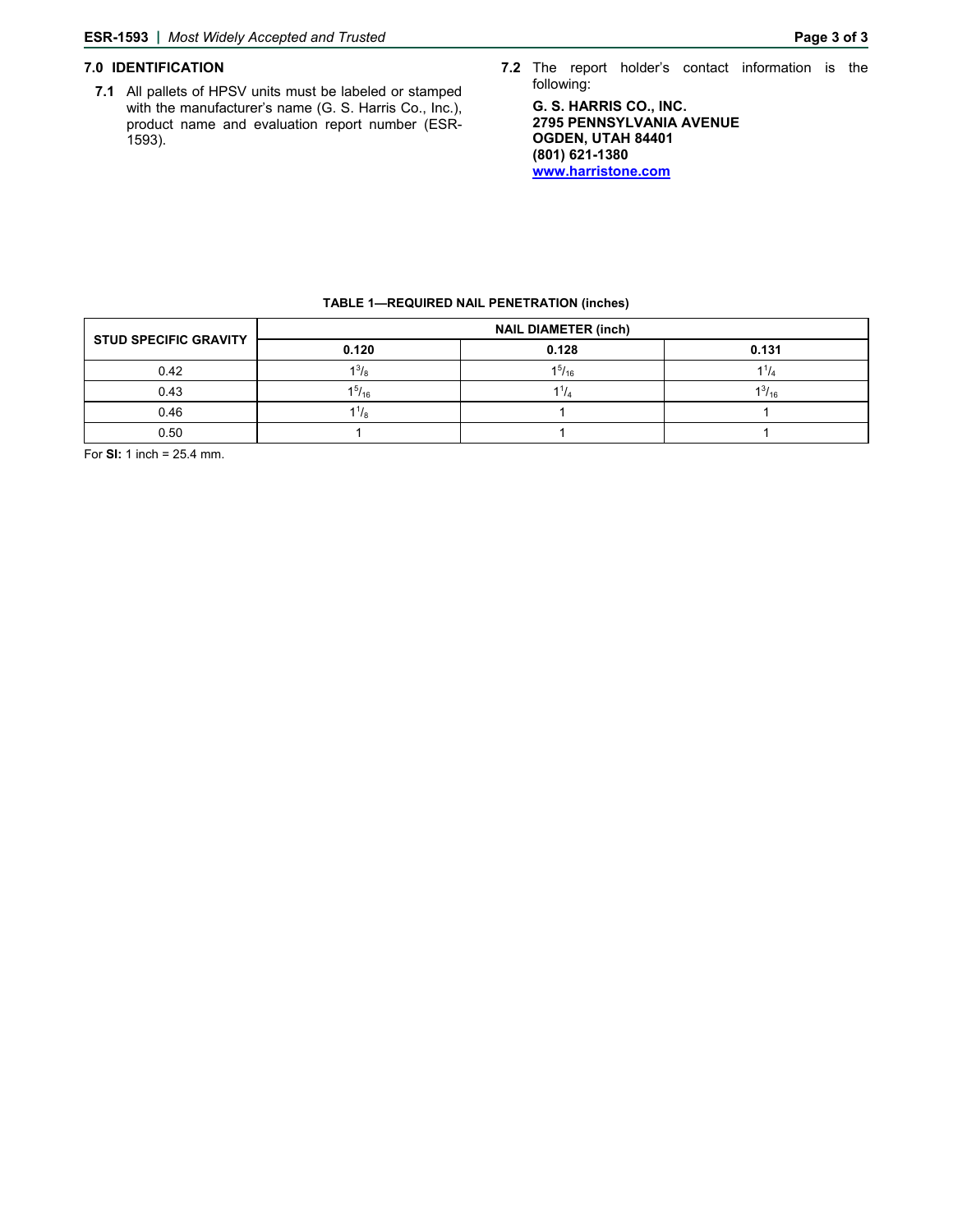## 7.0 IDENTIFICATION

**7.1** All pallets of HPSV units must be labeled or stamped with the manufacturer's name (G. S. Harris Co., Inc.), product name and evaluation report number (ESR-1593).

**7.2** The report holder's contact information is the following:

**G. S. HARRIS CO., INC.**
**2795 PENNSYLVANIA AVENUE**
**OGDEN, UTAH 84401**
**(801) 621-1380**
**[www.harristone.com](http://www.harristone.com)**

**TABLE 1—REQUIRED NAIL PENETRATION (inches)**

| STUD SPECIFIC GRAVITY | NAIL DIAMETER (inch) | | |
|---|---|---|---|
| | **0.120** | **0.128** | **0.131** |
| 0.42 | $1^3/_8$ | $1^5/_{16}$ | $1^1/_4$ |
| 0.43 | $1^5/_{16}$ | $1^1/_4$ | $1^3/_{16}$ |
| 0.46 | $1^1/_8$ | 1 | 1 |
| 0.50 | 1 | 1 | 1 |

For **SI:** 1 inch = 25.4 mm.